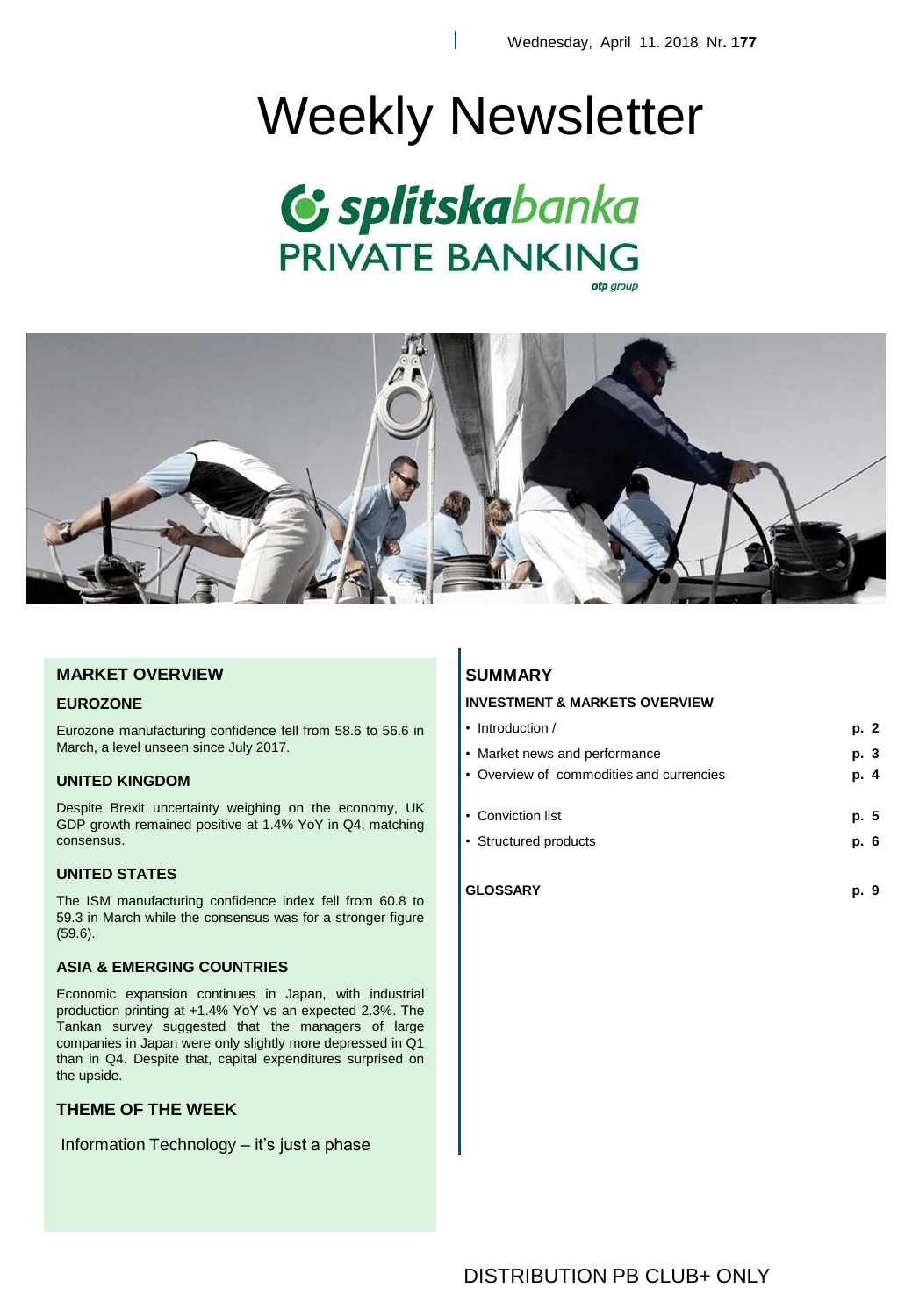Wednesday, April 11. 2018 Nr. **177**

# Weekly Newsletter

**splitskabanka PRIVATE BANKING**

otp group

## MARKET OVERVIEW

### EUROZONE

Eurozone manufacturing confidence fell from 58.6 to 56.6 in March, a level unseen since July 2017.

### UNITED KINGDOM

Despite Brexit uncertainty weighing on the economy, UK GDP growth remained positive at 1.4% YoY in Q4, matching consensus.

### UNITED STATES

The ISM manufacturing confidence index fell from 60.8 to 59.3 in March while the consensus was for a stronger figure (59.6).

### ASIA & EMERGING COUNTRIES

Economic expansion continues in Japan, with industrial production printing at +1.4% YoY vs an expected 2.3%. The Tankan survey suggested that the managers of large companies in Japan were only slightly more depressed in Q1 than in Q4. Despite that, capital expenditures surprised on the upside.

### THEME OF THE WEEK

Information Technology – it's just a phase

## SUMMARY

**INVESTMENT & MARKETS OVERVIEW**

| | |
|---|---|
| • Introduction / | **p. 2** |
| • Market news and performance | **p. 3** |
| • Overview of commodities and currencies | **p. 4** |
| • Conviction list | **p. 5** |
| • Structured products | **p. 6** |
| **GLOSSARY** | **p. 9** |

DISTRIBUTION PB CLUB+ ONLY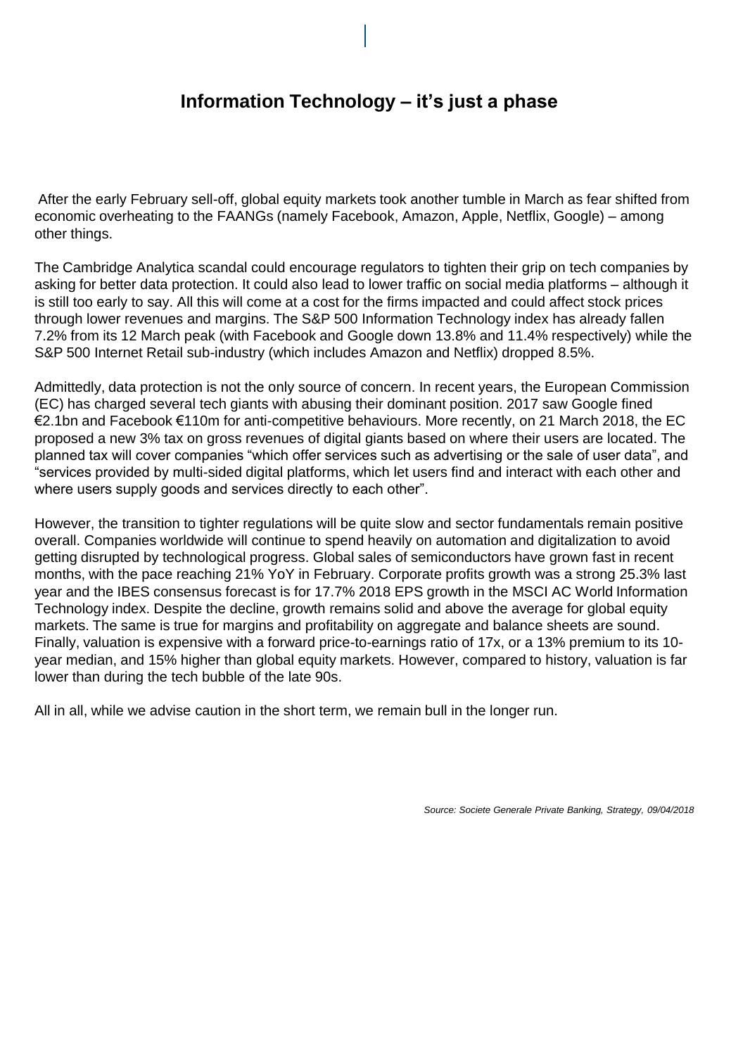## Information Technology – it's just a phase

After the early February sell-off, global equity markets took another tumble in March as fear shifted from economic overheating to the FAANGs (namely Facebook, Amazon, Apple, Netflix, Google) – among other things.

The Cambridge Analytica scandal could encourage regulators to tighten their grip on tech companies by asking for better data protection. It could also lead to lower traffic on social media platforms – although it is still too early to say. All this will come at a cost for the firms impacted and could affect stock prices through lower revenues and margins. The S&P 500 Information Technology index has already fallen 7.2% from its 12 March peak (with Facebook and Google down 13.8% and 11.4% respectively) while the S&P 500 Internet Retail sub-industry (which includes Amazon and Netflix) dropped 8.5%.

Admittedly, data protection is not the only source of concern. In recent years, the European Commission (EC) has charged several tech giants with abusing their dominant position. 2017 saw Google fined €2.1bn and Facebook €110m for anti-competitive behaviours. More recently, on 21 March 2018, the EC proposed a new 3% tax on gross revenues of digital giants based on where their users are located. The planned tax will cover companies "which offer services such as advertising or the sale of user data", and "services provided by multi-sided digital platforms, which let users find and interact with each other and where users supply goods and services directly to each other".

However, the transition to tighter regulations will be quite slow and sector fundamentals remain positive overall. Companies worldwide will continue to spend heavily on automation and digitalization to avoid getting disrupted by technological progress. Global sales of semiconductors have grown fast in recent months, with the pace reaching 21% YoY in February. Corporate profits growth was a strong 25.3% last year and the IBES consensus forecast is for 17.7% 2018 EPS growth in the MSCI AC World Information Technology index. Despite the decline, growth remains solid and above the average for global equity markets. The same is true for margins and profitability on aggregate and balance sheets are sound. Finally, valuation is expensive with a forward price-to-earnings ratio of 17x, or a 13% premium to its 10-year median, and 15% higher than global equity markets. However, compared to history, valuation is far lower than during the tech bubble of the late 90s.

All in all, while we advise caution in the short term, we remain bull in the longer run.

*Source: Societe Generale Private Banking, Strategy, 09/04/2018*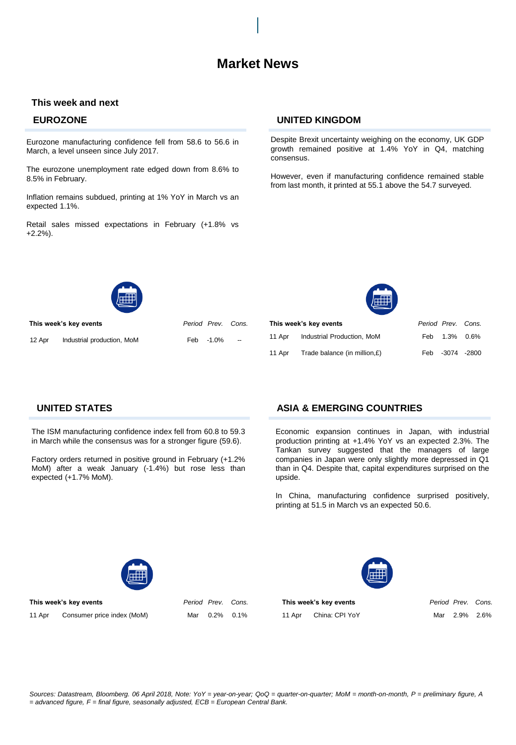# Market News

## This week and next

### EUROZONE

Eurozone manufacturing confidence fell from 58.6 to 56.6 in March, a level unseen since July 2017.

The eurozone unemployment rate edged down from 8.6% to 8.5% in February.

Inflation remains subdued, printing at 1% YoY in March vs an expected 1.1%.

Retail sales missed expectations in February (+1.8% vs +2.2%).

| This week's key events | | *Period* | *Prev.* | *Cons.* |
|---|---|---|---|---|
| 12 Apr | Industrial production, MoM | Feb | -1.0% | -- |

### UNITED KINGDOM

Despite Brexit uncertainty weighing on the economy, UK GDP growth remained positive at 1.4% YoY in Q4, matching consensus.

However, even if manufacturing confidence remained stable from last month, it printed at 55.1 above the 54.7 surveyed.

| This week's key events | | *Period* | *Prev.* | *Cons.* |
|---|---|---|---|---|
| 11 Apr | Industrial Production, MoM | Feb | 1.3% | 0.6% |
| 11 Apr | Trade balance (in million,£) | Feb | -3074 | -2800 |

### UNITED STATES

The ISM manufacturing confidence index fell from 60.8 to 59.3 in March while the consensus was for a stronger figure (59.6).

Factory orders returned in positive ground in February (+1.2% MoM) after a weak January (-1.4%) but rose less than expected (+1.7% MoM).

| This week's key events | | *Period* | *Prev.* | *Cons.* |
|---|---|---|---|---|
| 11 Apr | Consumer price index (MoM) | Mar | 0.2% | 0.1% |

### ASIA & EMERGING COUNTRIES

Economic expansion continues in Japan, with industrial production printing at +1.4% YoY vs an expected 2.3%. The Tankan survey suggested that the managers of large companies in Japan were only slightly more depressed in Q1 than in Q4. Despite that, capital expenditures surprised on the upside.

In China, manufacturing confidence surprised positively, printing at 51.5 in March vs an expected 50.6.

| This week's key events | | *Period* | *Prev.* | *Cons.* |
|---|---|---|---|---|
| 11 Apr | China: CPI YoY | Mar | 2.9% | 2.6% |

*Sources: Datastream, Bloomberg. 06 April 2018, Note: YoY = year-on-year; QoQ = quarter-on-quarter; MoM = month-on-month, P = preliminary figure, A = advanced figure, F = final figure, seasonally adjusted, ECB = European Central Bank.*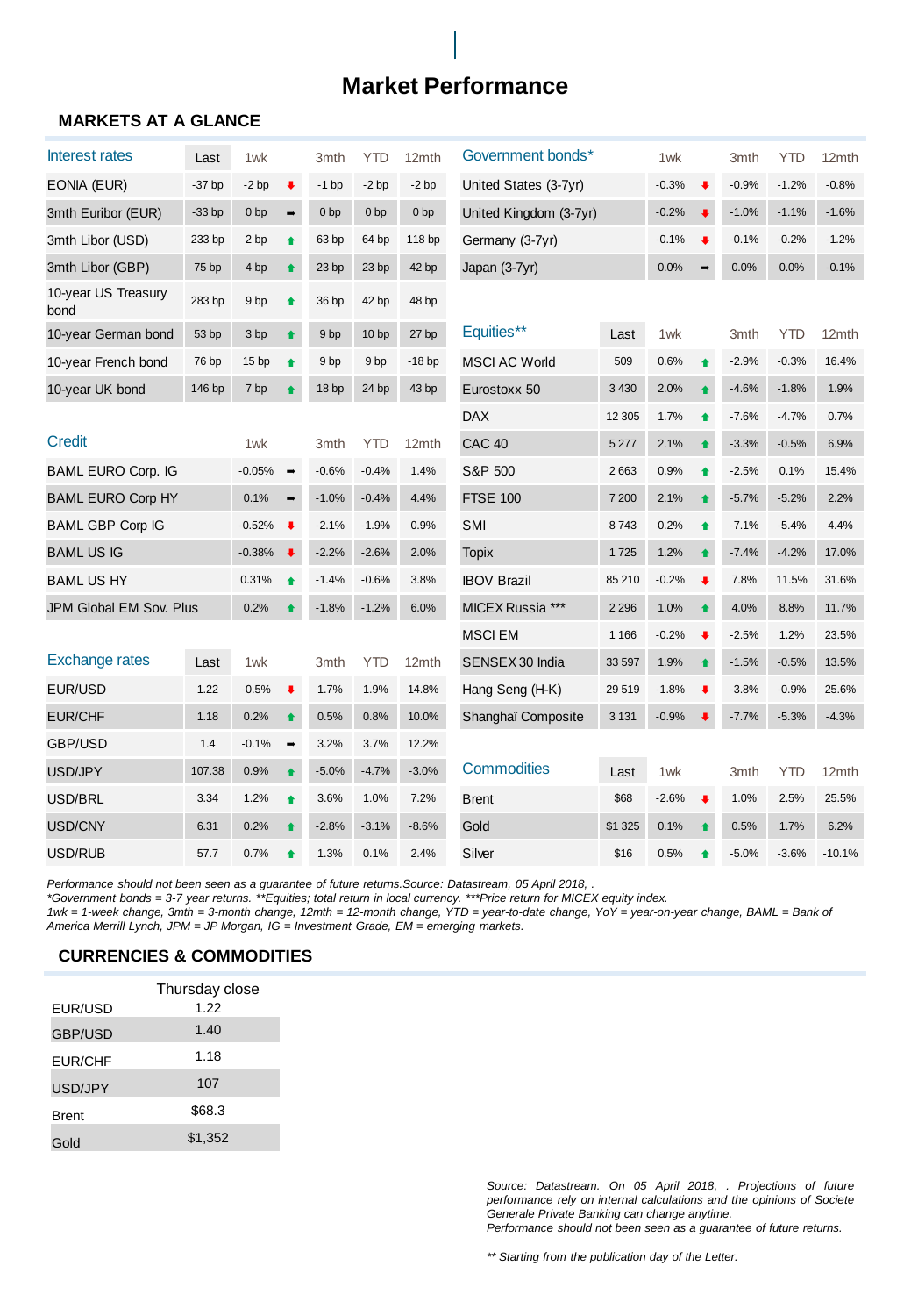# Market Performance

## MARKETS AT A GLANCE

| Interest rates | Last | 1wk | | 3mth | YTD | 12mth |
|---|---|---|---|---|---|---|
| EONIA (EUR) | -37 bp | -2 bp | ⬇ | -1 bp | -2 bp | -2 bp |
| 3mth Euribor (EUR) | -33 bp | 0 bp | ➡ | 0 bp | 0 bp | 0 bp |
| 3mth Libor (USD) | 233 bp | 2 bp | ⬆ | 63 bp | 64 bp | 118 bp |
| 3mth Libor (GBP) | 75 bp | 4 bp | ⬆ | 23 bp | 23 bp | 42 bp |
| 10-year US Treasury bond | 283 bp | 9 bp | ⬆ | 36 bp | 42 bp | 48 bp |
| 10-year German bond | 53 bp | 3 bp | ⬆ | 9 bp | 10 bp | 27 bp |
| 10-year French bond | 76 bp | 15 bp | ⬆ | 9 bp | 9 bp | -18 bp |
| 10-year UK bond | 146 bp | 7 bp | ⬆ | 18 bp | 24 bp | 43 bp |

| Credit | 1wk | | 3mth | YTD | 12mth |
|---|---|---|---|---|---|
| BAML EURO Corp. IG | -0.05% | ➡ | -0.6% | -0.4% | 1.4% |
| BAML EURO Corp HY | 0.1% | ➡ | -1.0% | -0.4% | 4.4% |
| BAML GBP Corp IG | -0.52% | ⬇ | -2.1% | -1.9% | 0.9% |
| BAML US IG | -0.38% | ⬇ | -2.2% | -2.6% | 2.0% |
| BAML US HY | 0.31% | ⬆ | -1.4% | -0.6% | 3.8% |
| JPM Global EM Sov. Plus | 0.2% | ⬆ | -1.8% | -1.2% | 6.0% |

| Exchange rates | Last | 1wk | | 3mth | YTD | 12mth |
|---|---|---|---|---|---|---|
| EUR/USD | 1.22 | -0.5% | ⬇ | 1.7% | 1.9% | 14.8% |
| EUR/CHF | 1.18 | 0.2% | ⬆ | 0.5% | 0.8% | 10.0% |
| GBP/USD | 1.4 | -0.1% | ➡ | 3.2% | 3.7% | 12.2% |
| USD/JPY | 107.38 | 0.9% | ⬆ | -5.0% | -4.7% | -3.0% |
| USD/BRL | 3.34 | 1.2% | ⬆ | 3.6% | 1.0% | 7.2% |
| USD/CNY | 6.31 | 0.2% | ⬆ | -2.8% | -3.1% | -8.6% |
| USD/RUB | 57.7 | 0.7% | ⬆ | 1.3% | 0.1% | 2.4% |

| Government bonds* | 1wk | | 3mth | YTD | 12mth |
|---|---|---|---|---|---|
| United States (3-7yr) | -0.3% | ⬇ | -0.9% | -1.2% | -0.8% |
| United Kingdom (3-7yr) | -0.2% | ⬇ | -1.0% | -1.1% | -1.6% |
| Germany (3-7yr) | -0.1% | ⬇ | -0.1% | -0.2% | -1.2% |
| Japan (3-7yr) | 0.0% | ➡ | 0.0% | 0.0% | -0.1% |

| Equities** | Last | 1wk | | 3mth | YTD | 12mth |
|---|---|---|---|---|---|---|
| MSCI AC World | 509 | 0.6% | ⬆ | -2.9% | -0.3% | 16.4% |
| Eurostoxx 50 | 3 430 | 2.0% | ⬆ | -4.6% | -1.8% | 1.9% |
| DAX | 12 305 | 1.7% | ⬆ | -7.6% | -4.7% | 0.7% |
| CAC 40 | 5 277 | 2.1% | ⬆ | -3.3% | -0.5% | 6.9% |
| S&P 500 | 2 663 | 0.9% | ⬆ | -2.5% | 0.1% | 15.4% |
| FTSE 100 | 7 200 | 2.1% | ⬆ | -5.7% | -5.2% | 2.2% |
| SMI | 8 743 | 0.2% | ⬆ | -7.1% | -5.4% | 4.4% |
| Topix | 1 725 | 1.2% | ⬆ | -7.4% | -4.2% | 17.0% |
| IBOV Brazil | 85 210 | -0.2% | ⬇ | 7.8% | 11.5% | 31.6% |
| MICEX Russia *** | 2 296 | 1.0% | ⬆ | 4.0% | 8.8% | 11.7% |
| MSCI EM | 1 166 | -0.2% | ⬇ | -2.5% | 1.2% | 23.5% |
| SENSEX 30 India | 33 597 | 1.9% | ⬆ | -1.5% | -0.5% | 13.5% |
| Hang Seng (H-K) | 29 519 | -1.8% | ⬇ | -3.8% | -0.9% | 25.6% |
| Shanghaï Composite | 3 131 | -0.9% | ⬇ | -7.7% | -5.3% | -4.3% |

| Commodities | Last | 1wk | | 3mth | YTD | 12mth |
|---|---|---|---|---|---|---|
| Brent | $68 | -2.6% | ⬇ | 1.0% | 2.5% | 25.5% |
| Gold | $1 325 | 0.1% | ⬆ | 0.5% | 1.7% | 6.2% |
| Silver | $16 | 0.5% | ⬆ | -5.0% | -3.6% | -10.1% |

*Performance should not been seen as a guarantee of future returns.Source: Datastream, 05 April 2018, .*
*\*Government bonds = 3-7 year returns. \*\*Equities; total return in local currency. \*\*\*Price return for MICEX equity index.*
*1wk = 1-week change, 3mth = 3-month change, 12mth = 12-month change, YTD = year-to-date change, YoY = year-on-year change, BAML = Bank of America Merrill Lynch, JPM = JP Morgan, IG = Investment Grade, EM = emerging markets.*

## CURRENCIES & COMMODITIES

| | Thursday close |
|---|---|
| EUR/USD | 1.22 |
| GBP/USD | 1.40 |
| EUR/CHF | 1.18 |
| USD/JPY | 107 |
| Brent | $68.3 |
| Gold | $1,352 |

*Source: Datastream. On 05 April 2018, . Projections of future performance rely on internal calculations and the opinions of Societe Generale Private Banking can change anytime.*
*Performance should not been seen as a guarantee of future returns.*

*\*\* Starting from the publication day of the Letter.*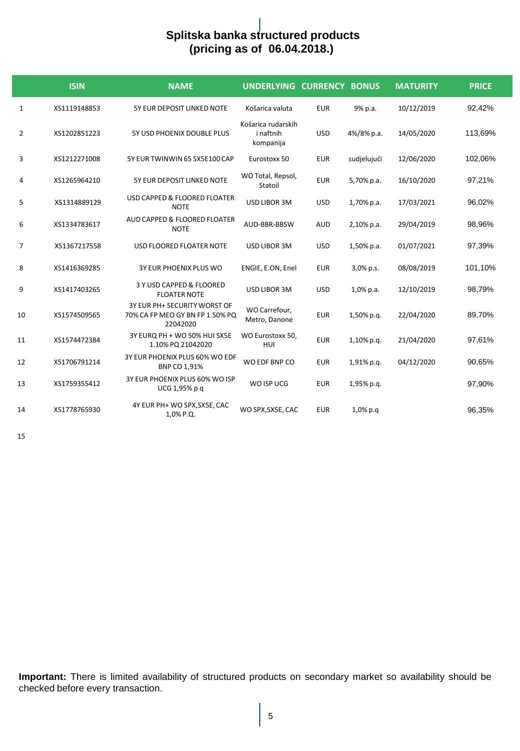# Splitska banka structured products (pricing as of 06.04.2018.)

| | ISIN | NAME | UNDERLYING | CURRENCY | BONUS | MATURITY | PRICE |
|---|---|---|---|---|---|---|---|
| 1 | XS1119148853 | 5Y EUR DEPOSIT LINKED NOTE | Košarica valuta | EUR | 9% p.a. | 10/12/2019 | 92,42% |
| 2 | XS1202851223 | 5Y USD PHOENIX DOUBLE PLUS | Košarica rudarskih i naftnih kompanija | USD | 4%/8% p.a. | 14/05/2020 | 113,69% |
| 3 | XS1212271008 | 5Y EUR TWINWIN 65 SX5E100 CAP | Eurostoxx 50 | EUR | sudjelujući | 12/06/2020 | 102,06% |
| 4 | XS1265964210 | 5Y EUR DEPOSIT LINKED NOTE | WO Total, Repsol, Statoil | EUR | 5,70% p.a. | 16/10/2020 | 97,21% |
| 5 | XS1314889129 | USD CAPPED & FLOORED FLOATER NOTE | USD LIBOR 3M | USD | 1,70% p.a. | 17/03/2021 | 96,02% |
| 6 | XS1334783617 | AUD CAPPED & FLOORED FLOATER NOTE | AUD-BBR-BBSW | AUD | 2,10% p.a. | 29/04/2019 | 98,96% |
| 7 | XS1367217558 | USD FLOORED FLOATER NOTE | USD LIBOR 3M | USD | 1,50% p.a. | 01/07/2021 | 97,39% |
| 8 | XS1416369285 | 3Y EUR PHOENIX PLUS WO | ENGIE, E.ON, Enel | EUR | 3,0% p.s. | 08/08/2019 | 101,10% |
| 9 | XS1417403265 | 3 Y USD CAPPED & FLOORED FLOATER NOTE | USD LIBOR 3M | USD | 1,0% p.a. | 12/10/2019 | 98,79% |
| 10 | XS1574509565 | 3Y EUR PH+ SECURITY WORST OF 70% CA FP MEO GY BN FP 1.50% PQ 22042020 | WO Carrefour, Metro, Danone | EUR | 1,50% p.q. | 22/04/2020 | 89,70% |
| 11 | XS1574472384 | 3Y EURQ PH + WO 50% HUI SX5E 1.10% PQ 21042020 | WO Eurostoxx 50, HUI | EUR | 1,10% p.q. | 21/04/2020 | 97,61% |
| 12 | XS1706791214 | 3Y EUR PHOENIX PLUS 60% WO EDF BNP CO 1,91% | WO EDF BNP CO | EUR | 1,91% p.q. | 04/12/2020 | 90,65% |
| 13 | XS1759355412 | 3Y EUR PHOENIX PLUS 60% WO ISP UCG 1,95% p q | WO ISP UCG | EUR | 1,95% p.q. | | 97,90% |
| 14 | XS1778765930 | 4Y EUR PH+ WO SPX,SX5E, CAC 1,0% P.Q. | WO SPX,SX5E, CAC | EUR | 1,0% p.q | | 96,35% |
| 15 | | | | | | | |

**Important:** There is limited availability of structured products on secondary market so availability should be checked before every transaction.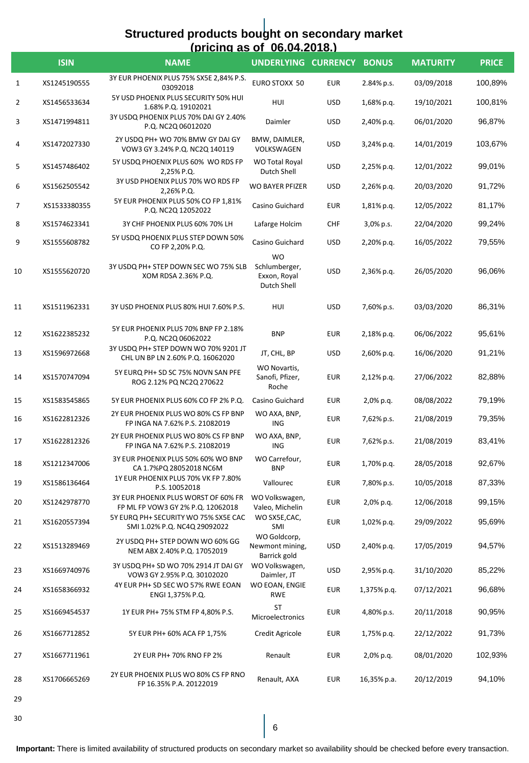## Structured products bought on secondary market (pricing as of 06.04.2018.)

| | ISIN | NAME | UNDERLYING | CURRENCY | BONUS | MATURITY | PRICE |
|---|---|---|---|---|---|---|---|
| 1 | XS1245190555 | 3Y EUR PHOENIX PLUS 75% SX5E 2,84% P.S. 03092018 | EURO STOXX 50 | EUR | 2.84% p.s. | 03/09/2018 | 100,89% |
| 2 | XS1456533634 | 5Y USD PHOENIX PLUS SECURITY 50% HUI 1.68% P.Q. 19102021 | HUI | USD | 1,68% p.q. | 19/10/2021 | 100,81% |
| 3 | XS1471994811 | 3Y USDQ PHOENIX PLUS 70% DAI GY 2.40% P.Q. NC2Q 06012020 | Daimler | USD | 2,40% p.q. | 06/01/2020 | 96,87% |
| 4 | XS1472027330 | 2Y USDQ PH+ WO 70% BMW GY DAI GY VOW3 GY 3.24% P.Q. NC2Q 140119 | BMW, DAIMLER, VOLKSWAGEN | USD | 3,24% p.q. | 14/01/2019 | 103,67% |
| 5 | XS1457486402 | 5Y USDQ PHOENIX PLUS 60% WO RDS FP 2,25% P.Q. | WO Total Royal Dutch Shell | USD | 2,25% p.q. | 12/01/2022 | 99,01% |
| 6 | XS1562505542 | 3Y USD PHOENIX PLUS 70% WO RDS FP 2,26% P.Q. | WO BAYER PFIZER | USD | 2,26% p.q. | 20/03/2020 | 91,72% |
| 7 | XS1533380355 | 5Y EUR PHOENIX PLUS 50% CO FP 1,81% P.Q. NC2Q 12052022 | Casino Guichard | EUR | 1,81% p.q. | 12/05/2022 | 81,17% |
| 8 | XS1574623341 | 3Y CHF PHOENIX PLUS 60% 70% LH | Lafarge Holcim | CHF | 3,0% p.s. | 22/04/2020 | 99,24% |
| 9 | XS1555608782 | 5Y USDQ PHOENIX PLUS STEP DOWN 50% CO FP 2,20% P.Q. | Casino Guichard | USD | 2,20% p.q. | 16/05/2022 | 79,55% |
| 10 | XS1555620720 | 3Y USDQ PH+ STEP DOWN SEC WO 75% SLB XOM RDSA 2.36% P.Q. | WO Schlumberger, Exxon, Royal Dutch Shell | USD | 2,36% p.q. | 26/05/2020 | 96,06% |
| 11 | XS1511962331 | 3Y USD PHOENIX PLUS 80% HUI 7.60% P.S. | HUI | USD | 7,60% p.s. | 03/03/2020 | 86,31% |
| 12 | XS1622385232 | 5Y EUR PHOENIX PLUS 70% BNP FP 2.18% P.Q. NC2Q 06062022 | BNP | EUR | 2,18% p.q. | 06/06/2022 | 95,61% |
| 13 | XS1596972668 | 3Y USDQ PH+ STEP DOWN WO 70% 9201 JT CHL UN BP LN 2.60% P.Q. 16062020 | JT, CHL, BP | USD | 2,60% p.q. | 16/06/2020 | 91,21% |
| 14 | XS1570747094 | 5Y EURQ PH+ SD SC 75% NOVN SAN PFE ROG 2.12% PQ NC2Q 270622 | WO Novartis, Sanofi, Pfizer, Roche | EUR | 2,12% p.q. | 27/06/2022 | 82,88% |
| 15 | XS1583545865 | 5Y EUR PHOENIX PLUS 60% CO FP 2% P.Q. | Casino Guichard | EUR | 2,0% p.q. | 08/08/2022 | 79,19% |
| 16 | XS1622812326 | 2Y EUR PHOENIX PLUS WO 80% CS FP BNP FP INGA NA 7.62% P.S. 21082019 | WO AXA, BNP, ING | EUR | 7,62% p.s. | 21/08/2019 | 79,35% |
| 17 | XS1622812326 | 2Y EUR PHOENIX PLUS WO 80% CS FP BNP FP INGA NA 7.62% P.S. 21082019 | WO AXA, BNP, ING | EUR | 7,62% p.s. | 21/08/2019 | 83,41% |
| 18 | XS1212347006 | 3Y EUR PHOENIX PLUS 50% 60% WO BNP CA 1.7%PQ 28052018 NC6M | WO Carrefour, BNP | EUR | 1,70% p.q. | 28/05/2018 | 92,67% |
| 19 | XS1586136464 | 1Y EUR PHOENIX PLUS 70% VK FP 7.80% P.S. 10052018 | Vallourec | EUR | 7,80% p.s. | 10/05/2018 | 87,33% |
| 20 | XS1242978770 | 3Y EUR PHOENIX PLUS WORST OF 60% FR FP ML FP VOW3 GY 2% P.Q. 12062018 | WO Volkswagen, Valeo, Michelin | EUR | 2,0% p.q. | 12/06/2018 | 99,15% |
| 21 | XS1620557394 | 5Y EURQ PH+ SECURITY WO 75% SX5E CAC SMI 1.02% P.Q. NC4Q 29092022 | WO SX5E,CAC, SMI | EUR | 1,02% p.q. | 29/09/2022 | 95,69% |
| 22 | XS1513289469 | 2Y USDQ PH+ STEP DOWN WO 60% GG NEM ABX 2.40% P.Q. 17052019 | WO Goldcorp, Newmont mining, Barrick gold | USD | 2,40% p.q. | 17/05/2019 | 94,57% |
| 23 | XS1669740976 | 3Y USDQ PH+ SD WO 70% 2914 JT DAI GY VOW3 GY 2.95% P.Q. 30102020 | WO Volkswagen, Daimler, JT | USD | 2,95% p.q. | 31/10/2020 | 85,22% |
| 24 | XS1658366932 | 4Y EUR PH+ SD SEC WO 57% RWE EOAN ENGI 1,375% P.Q. | WO EOAN, ENGIE RWE | EUR | 1,375% p.q. | 07/12/2021 | 96,68% |
| 25 | XS1669454537 | 1Y EUR PH+ 75% STM FP 4,80% P.S. | ST Microelectronics | EUR | 4,80% p.s. | 20/11/2018 | 90,95% |
| 26 | XS1667712852 | 5Y EUR PH+ 60% ACA FP 1,75% | Credit Agricole | EUR | 1,75% p.q. | 22/12/2022 | 91,73% |
| 27 | XS1667711961 | 2Y EUR PH+ 70% RNO FP 2% | Renault | EUR | 2,0% p.q. | 08/01/2020 | 102,93% |
| 28 | XS1706665269 | 2Y EUR PHOENIX PLUS WO 80% CS FP RNO FP 16.35% P.A. 20122019 | Renault, AXA | EUR | 16,35% p.a. | 20/12/2019 | 94,10% |
| 29 | | | | | | | |
| 30 | | | | | | | |

**Important:** There is limited availability of structured products on secondary market so availability should be checked before every transaction.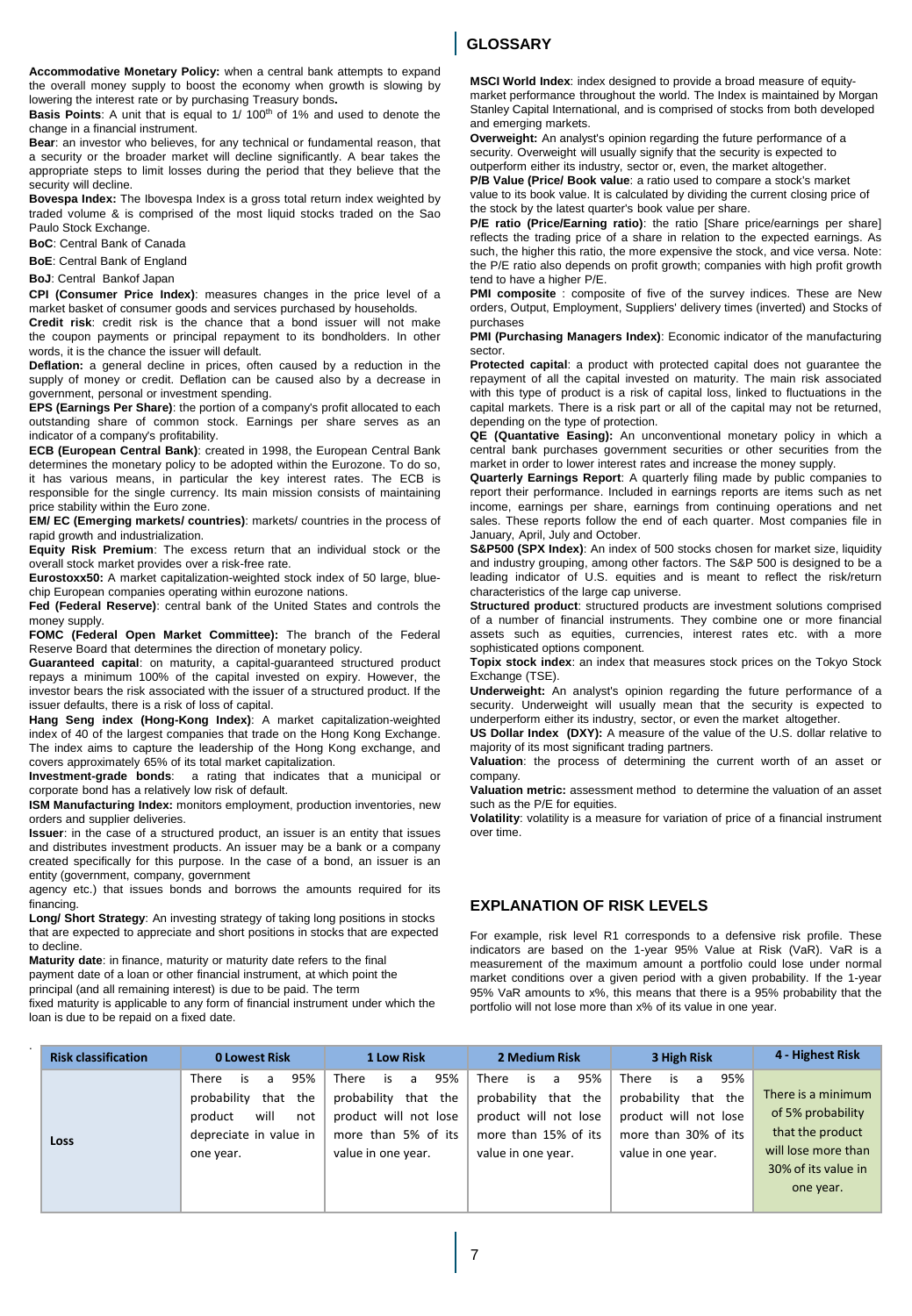## GLOSSARY

**Accommodative Monetary Policy:** when a central bank attempts to expand the overall money supply to boost the economy when growth is slowing by lowering the interest rate or by purchasing Treasury bonds**.**

**Basis Points**: A unit that is equal to 1/ 100th of 1% and used to denote the change in a financial instrument.

**Bear**: an investor who believes, for any technical or fundamental reason, that a security or the broader market will decline significantly. A bear takes the appropriate steps to limit losses during the period that they believe that the security will decline.

**Bovespa Index:** The Ibovespa Index is a gross total return index weighted by traded volume & is comprised of the most liquid stocks traded on the Sao Paulo Stock Exchange.

**BoC**: Central Bank of Canada

**BoE**: Central Bank of England

**BoJ**: Central Bankof Japan

**CPI (Consumer Price Index)**: measures changes in the price level of a market basket of consumer goods and services purchased by households.

**Credit risk**: credit risk is the chance that a bond issuer will not make the coupon payments or principal repayment to its bondholders. In other words, it is the chance the issuer will default.

**Deflation:** a general decline in prices, often caused by a reduction in the supply of money or credit. Deflation can be caused also by a decrease in government, personal or investment spending.

**EPS (Earnings Per Share)**: the portion of a company's profit allocated to each outstanding share of common stock. Earnings per share serves as an indicator of a company's profitability.

**ECB (European Central Bank)**: created in 1998, the European Central Bank determines the monetary policy to be adopted within the Eurozone. To do so, it has various means, in particular the key interest rates. The ECB is responsible for the single currency. Its main mission consists of maintaining price stability within the Euro zone.

**EM/ EC (Emerging markets/ countries)**: markets/ countries in the process of rapid growth and industrialization.

**Equity Risk Premium**: The excess return that an individual stock or the overall stock market provides over a risk-free rate.

**Eurostoxx50:** A market capitalization-weighted stock index of 50 large, blue-chip European companies operating within eurozone nations.

**Fed (Federal Reserve)**: central bank of the United States and controls the money supply.

**FOMC (Federal Open Market Committee):** The branch of the Federal Reserve Board that determines the direction of monetary policy.

**Guaranteed capital**: on maturity, a capital-guaranteed structured product repays a minimum 100% of the capital invested on expiry. However, the investor bears the risk associated with the issuer of a structured product. If the issuer defaults, there is a risk of loss of capital.

**Hang Seng index (Hong-Kong Index)**: A market capitalization-weighted index of 40 of the largest companies that trade on the Hong Kong Exchange. The index aims to capture the leadership of the Hong Kong exchange, and covers approximately 65% of its total market capitalization.

**Investment-grade bonds**: a rating that indicates that a municipal or corporate bond has a relatively low risk of default.

**ISM Manufacturing Index:** monitors employment, production inventories, new orders and supplier deliveries.

**Issuer**: in the case of a structured product, an issuer is an entity that issues and distributes investment products. An issuer may be a bank or a company created specifically for this purpose. In the case of a bond, an issuer is an entity (government, company, government agency etc.) that issues bonds and borrows the amounts required for its financing.

**Long/ Short Strategy**: An investing strategy of taking long positions in stocks that are expected to appreciate and short positions in stocks that are expected to decline.

**Maturity date**: in finance, maturity or maturity date refers to the final payment date of a loan or other financial instrument, at which point the principal (and all remaining interest) is due to be paid. The term fixed maturity is applicable to any form of financial instrument under which the loan is due to be repaid on a fixed date.

**MSCI World Index**: index designed to provide a broad measure of equity-market performance throughout the world. The Index is maintained by Morgan Stanley Capital International, and is comprised of stocks from both developed and emerging markets.

**Overweight:** An analyst's opinion regarding the future performance of a security. Overweight will usually signify that the security is expected to outperform either its industry, sector or, even, the market altogether.

**P/B Value (Price/ Book value**: a ratio used to compare a stock's market value to its book value. It is calculated by dividing the current closing price of the stock by the latest quarter's book value per share.

**P/E ratio (Price/Earning ratio)**: the ratio [Share price/earnings per share] reflects the trading price of a share in relation to the expected earnings. As such, the higher this ratio, the more expensive the stock, and vice versa. Note: the P/E ratio also depends on profit growth; companies with high profit growth tend to have a higher P/E.

**PMI composite** : composite of five of the survey indices. These are New orders, Output, Employment, Suppliers' delivery times (inverted) and Stocks of purchases

**PMI (Purchasing Managers Index)**: Economic indicator of the manufacturing sector.

**Protected capital**: a product with protected capital does not guarantee the repayment of all the capital invested on maturity. The main risk associated with this type of product is a risk of capital loss, linked to fluctuations in the capital markets. There is a risk part or all of the capital may not be returned, depending on the type of protection.

**QE (Quantative Easing):** An unconventional monetary policy in which a central bank purchases government securities or other securities from the market in order to lower interest rates and increase the money supply.

**Quarterly Earnings Report**: A quarterly filing made by public companies to report their performance. Included in earnings reports are items such as net income, earnings per share, earnings from continuing operations and net sales. These reports follow the end of each quarter. Most companies file in January, April, July and October.

**S&P500 (SPX Index)**: An index of 500 stocks chosen for market size, liquidity and industry grouping, among other factors. The S&P 500 is designed to be a leading indicator of U.S. equities and is meant to reflect the risk/return characteristics of the large cap universe.

**Structured product**: structured products are investment solutions comprised of a number of financial instruments. They combine one or more financial assets such as equities, currencies, interest rates etc. with a more sophisticated options component.

**Topix stock index**: an index that measures stock prices on the Tokyo Stock Exchange (TSE).

**Underweight:** An analyst's opinion regarding the future performance of a security. Underweight will usually mean that the security is expected to underperform either its industry, sector, or even the market altogether.

**US Dollar Index (DXY):** A measure of the value of the U.S. dollar relative to majority of its most significant trading partners.

**Valuation**: the process of determining the current worth of an asset or company.

**Valuation metric:** assessment method to determine the valuation of an asset such as the P/E for equities.

**Volatility**: volatility is a measure for variation of price of a financial instrument over time.

## EXPLANATION OF RISK LEVELS

For example, risk level R1 corresponds to a defensive risk profile. These indicators are based on the 1-year 95% Value at Risk (VaR). VaR is a measurement of the maximum amount a portfolio could lose under normal market conditions over a given period with a given probability. If the 1-year 95% VaR amounts to x%, this means that there is a 95% probability that the portfolio will not lose more than x% of its value in one year.

| Risk classification | 0 Lowest Risk | 1 Low Risk | 2 Medium Risk | 3 High Risk | 4 - Highest Risk |
|---|---|---|---|---|---|
| Loss | There is a 95% probability that the product will not depreciate in value in one year. | There is a 95% probability that the product will not lose more than 5% of its value in one year. | There is a 95% probability that the product will not lose more than 15% of its value in one year. | There is a 95% probability that the product will not lose more than 30% of its value in one year. | There is a minimum of 5% probability that the product will lose more than 30% of its value in one year. |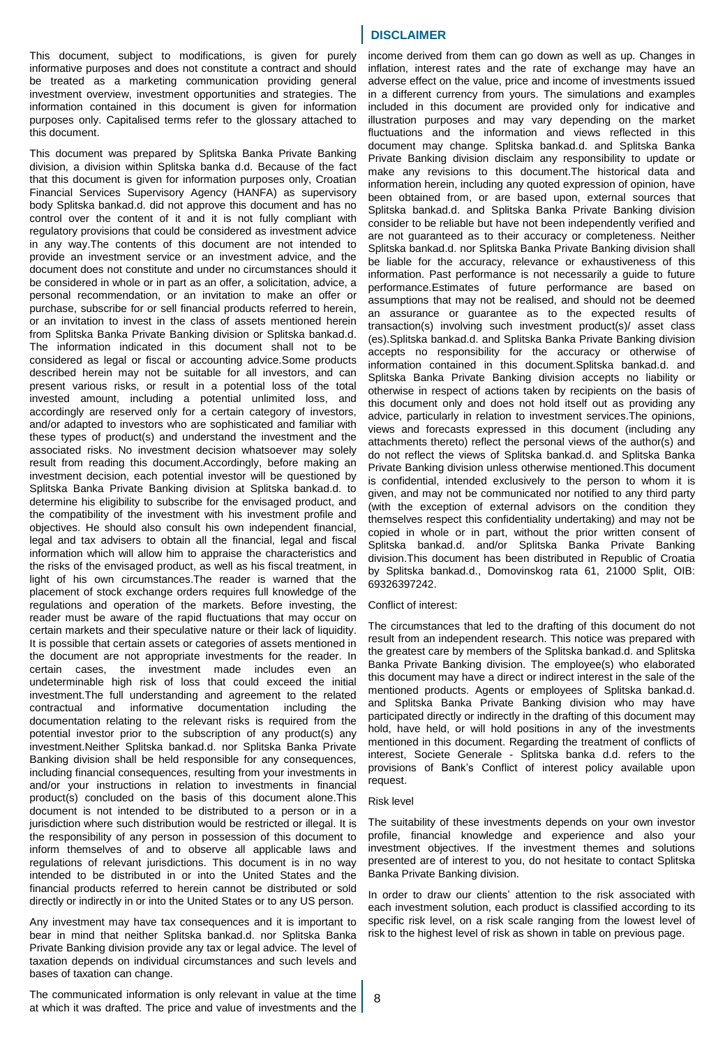## DISCLAIMER

This document, subject to modifications, is given for purely informative purposes and does not constitute a contract and should be treated as a marketing communication providing general investment overview, investment opportunities and strategies. The information contained in this document is given for information purposes only. Capitalised terms refer to the glossary attached to this document.

This document was prepared by Splitska Banka Private Banking division, a division within Splitska banka d.d. Because of the fact that this document is given for information purposes only, Croatian Financial Services Supervisory Agency (HANFA) as supervisory body Splitska bankad.d. did not approve this document and has no control over the content of it and it is not fully compliant with regulatory provisions that could be considered as investment advice in any way.The contents of this document are not intended to provide an investment service or an investment advice, and the document does not constitute and under no circumstances should it be considered in whole or in part as an offer, a solicitation, advice, a personal recommendation, or an invitation to make an offer or purchase, subscribe for or sell financial products referred to herein, or an invitation to invest in the class of assets mentioned herein from Splitska Banka Private Banking division or Splitska bankad.d. The information indicated in this document shall not to be considered as legal or fiscal or accounting advice.Some products described herein may not be suitable for all investors, and can present various risks, or result in a potential loss of the total invested amount, including a potential unlimited loss, and accordingly are reserved only for a certain category of investors, and/or adapted to investors who are sophisticated and familiar with these types of product(s) and understand the investment and the associated risks. No investment decision whatsoever may solely result from reading this document.Accordingly, before making an investment decision, each potential investor will be questioned by Splitska Banka Private Banking division at Splitska bankad.d. to determine his eligibility to subscribe for the envisaged product, and the compatibility of the investment with his investment profile and objectives. He should also consult his own independent financial, legal and tax advisers to obtain all the financial, legal and fiscal information which will allow him to appraise the characteristics and the risks of the envisaged product, as well as his fiscal treatment, in light of his own circumstances.The reader is warned that the placement of stock exchange orders requires full knowledge of the regulations and operation of the markets. Before investing, the reader must be aware of the rapid fluctuations that may occur on certain markets and their speculative nature or their lack of liquidity. It is possible that certain assets or categories of assets mentioned in the document are not appropriate investments for the reader. In certain cases, the investment made includes even an undeterminable high risk of loss that could exceed the initial investment.The full understanding and agreement to the related contractual and informative documentation including the documentation relating to the relevant risks is required from the potential investor prior to the subscription of any product(s) any investment.Neither Splitska bankad.d. nor Splitska Banka Private Banking division shall be held responsible for any consequences, including financial consequences, resulting from your investments in and/or your instructions in relation to investments in financial product(s) concluded on the basis of this document alone.This document is not intended to be distributed to a person or in a jurisdiction where such distribution would be restricted or illegal. It is the responsibility of any person in possession of this document to inform themselves of and to observe all applicable laws and regulations of relevant jurisdictions. This document is in no way intended to be distributed in or into the United States and the financial products referred to herein cannot be distributed or sold directly or indirectly in or into the United States or to any US person.

Any investment may have tax consequences and it is important to bear in mind that neither Splitska bankad.d. nor Splitska Banka Private Banking division provide any tax or legal advice. The level of taxation depends on individual circumstances and such levels and bases of taxation can change.

The communicated information is only relevant in value at the time at which it was drafted. The price and value of investments and the income derived from them can go down as well as up. Changes in inflation, interest rates and the rate of exchange may have an adverse effect on the value, price and income of investments issued in a different currency from yours. The simulations and examples included in this document are provided only for indicative and illustration purposes and may vary depending on the market fluctuations and the information and views reflected in this document may change. Splitska bankad.d. and Splitska Banka Private Banking division disclaim any responsibility to update or make any revisions to this document.The historical data and information herein, including any quoted expression of opinion, have been obtained from, or are based upon, external sources that Splitska bankad.d. and Splitska Banka Private Banking division consider to be reliable but have not been independently verified and are not guaranteed as to their accuracy or completeness. Neither Splitska bankad.d. nor Splitska Banka Private Banking division shall be liable for the accuracy, relevance or exhaustiveness of this information. Past performance is not necessarily a guide to future performance.Estimates of future performance are based on assumptions that may not be realised, and should not be deemed an assurance or guarantee as to the expected results of transaction(s) involving such investment product(s)/ asset class (es).Splitska bankad.d. and Splitska Banka Private Banking division accepts no responsibility for the accuracy or otherwise of information contained in this document.Splitska bankad.d. and Splitska Banka Private Banking division accepts no liability or otherwise in respect of actions taken by recipients on the basis of this document only and does not hold itself out as providing any advice, particularly in relation to investment services.The opinions, views and forecasts expressed in this document (including any attachments thereto) reflect the personal views of the author(s) and do not reflect the views of Splitska bankad.d. and Splitska Banka Private Banking division unless otherwise mentioned.This document is confidential, intended exclusively to the person to whom it is given, and may not be communicated nor notified to any third party (with the exception of external advisors on the condition they themselves respect this confidentiality undertaking) and may not be copied in whole or in part, without the prior written consent of Splitska bankad.d. and/or Splitska Banka Private Banking division.This document has been distributed in Republic of Croatia by Splitska bankad.d., Domovinskog rata 61, 21000 Split, OIB: 69326397242.

Conflict of interest:

The circumstances that led to the drafting of this document do not result from an independent research. This notice was prepared with the greatest care by members of the Splitska bankad.d. and Splitska Banka Private Banking division. The employee(s) who elaborated this document may have a direct or indirect interest in the sale of the mentioned products. Agents or employees of Splitska bankad.d. and Splitska Banka Private Banking division who may have participated directly or indirectly in the drafting of this document may hold, have held, or will hold positions in any of the investments mentioned in this document. Regarding the treatment of conflicts of interest, Societe Generale - Splitska banka d.d. refers to the provisions of Bank's Conflict of interest policy available upon request.

Risk level

The suitability of these investments depends on your own investor profile, financial knowledge and experience and also your investment objectives. If the investment themes and solutions presented are of interest to you, do not hesitate to contact Splitska Banka Private Banking division.

In order to draw our clients' attention to the risk associated with each investment solution, each product is classified according to its specific risk level, on a risk scale ranging from the lowest level of risk to the highest level of risk as shown in table on previous page.